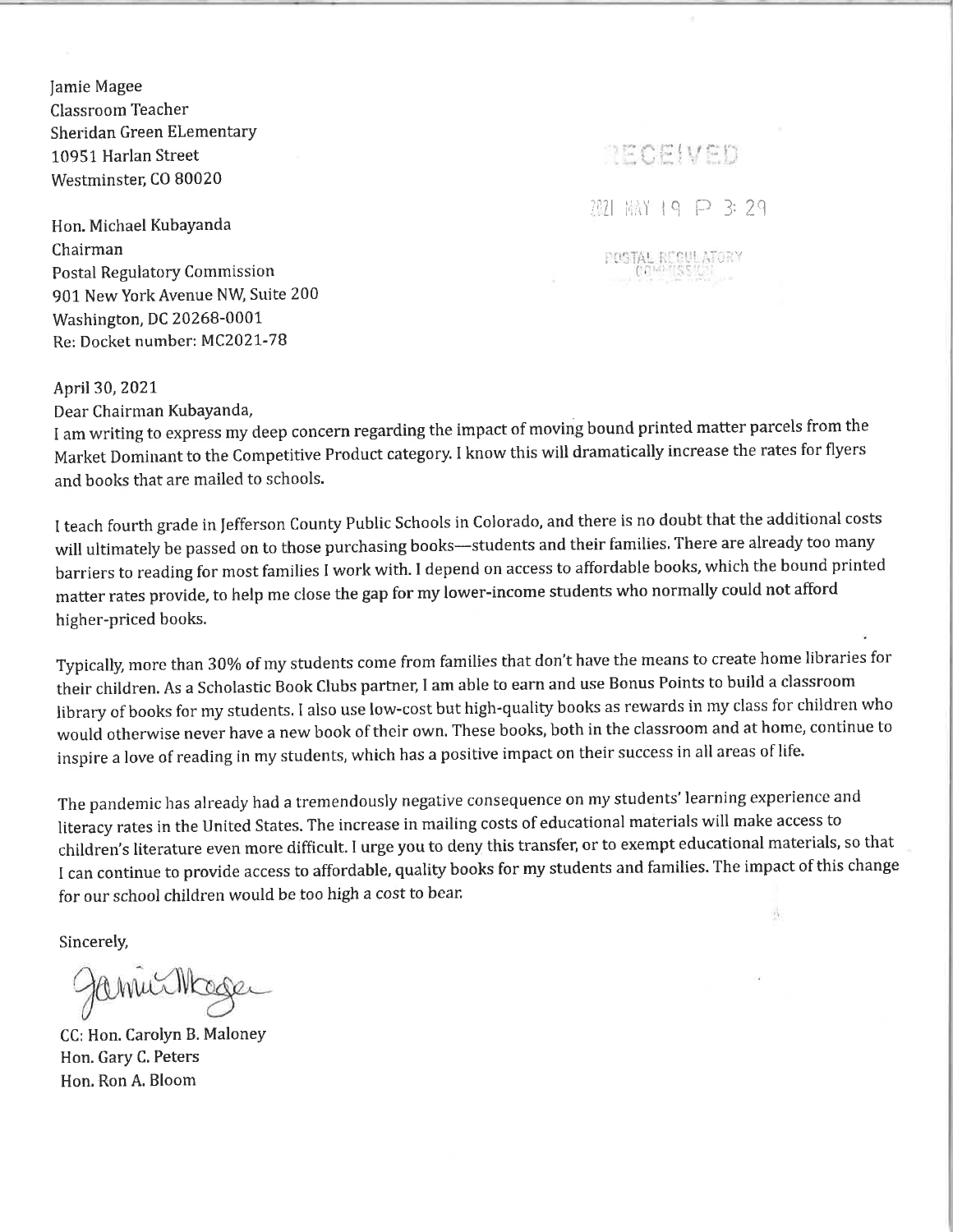Jamie Magee
Classroom Teacher
Sheridan Green ELementary
10951 Harlan Street
Westminster, CO 80020

RECEIVED

2021 MAY 19 P 3:29

POSTAL REGULATORY COMMISSION

Hon. Michael Kubayanda
Chairman
Postal Regulatory Commission
901 New York Avenue NW, Suite 200
Washington, DC 20268-0001
Re: Docket number: MC2021-78

April 30, 2021

Dear Chairman Kubayanda,

I am writing to express my deep concern regarding the impact of moving bound printed matter parcels from the Market Dominant to the Competitive Product category. I know this will dramatically increase the rates for flyers and books that are mailed to schools.

I teach fourth grade in Jefferson County Public Schools in Colorado, and there is no doubt that the additional costs will ultimately be passed on to those purchasing books—students and their families. There are already too many barriers to reading for most families I work with. I depend on access to affordable books, which the bound printed matter rates provide, to help me close the gap for my lower-income students who normally could not afford higher-priced books.

Typically, more than 30% of my students come from families that don't have the means to create home libraries for their children. As a Scholastic Book Clubs partner, I am able to earn and use Bonus Points to build a classroom library of books for my students. I also use low-cost but high-quality books as rewards in my class for children who would otherwise never have a new book of their own. These books, both in the classroom and at home, continue to inspire a love of reading in my students, which has a positive impact on their success in all areas of life.

The pandemic has already had a tremendously negative consequence on my students' learning experience and literacy rates in the United States. The increase in mailing costs of educational materials will make access to children's literature even more difficult. I urge you to deny this transfer, or to exempt educational materials, so that I can continue to provide access to affordable, quality books for my students and families. The impact of this change for our school children would be too high a cost to bear.

Sincerely,

Jamie Magee

CC: Hon. Carolyn B. Maloney
Hon. Gary C. Peters
Hon. Ron A. Bloom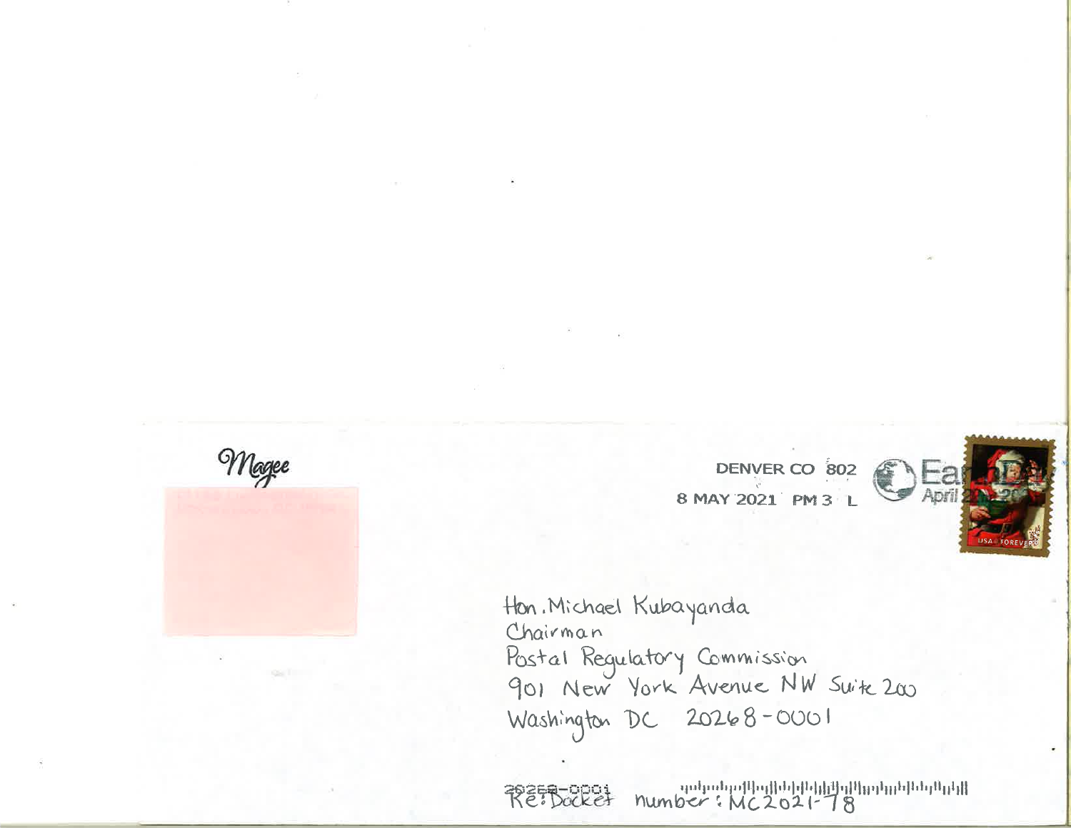Magee

DENVER CO 802
8 MAY 2021 PM 3 L

Hon. Michael Kubayanda
Chairman
Postal Regulatory Commission
901 New York Avenue NW Suite 200
Washington DC 20268-0001

Re: Docket number: MC2021-78